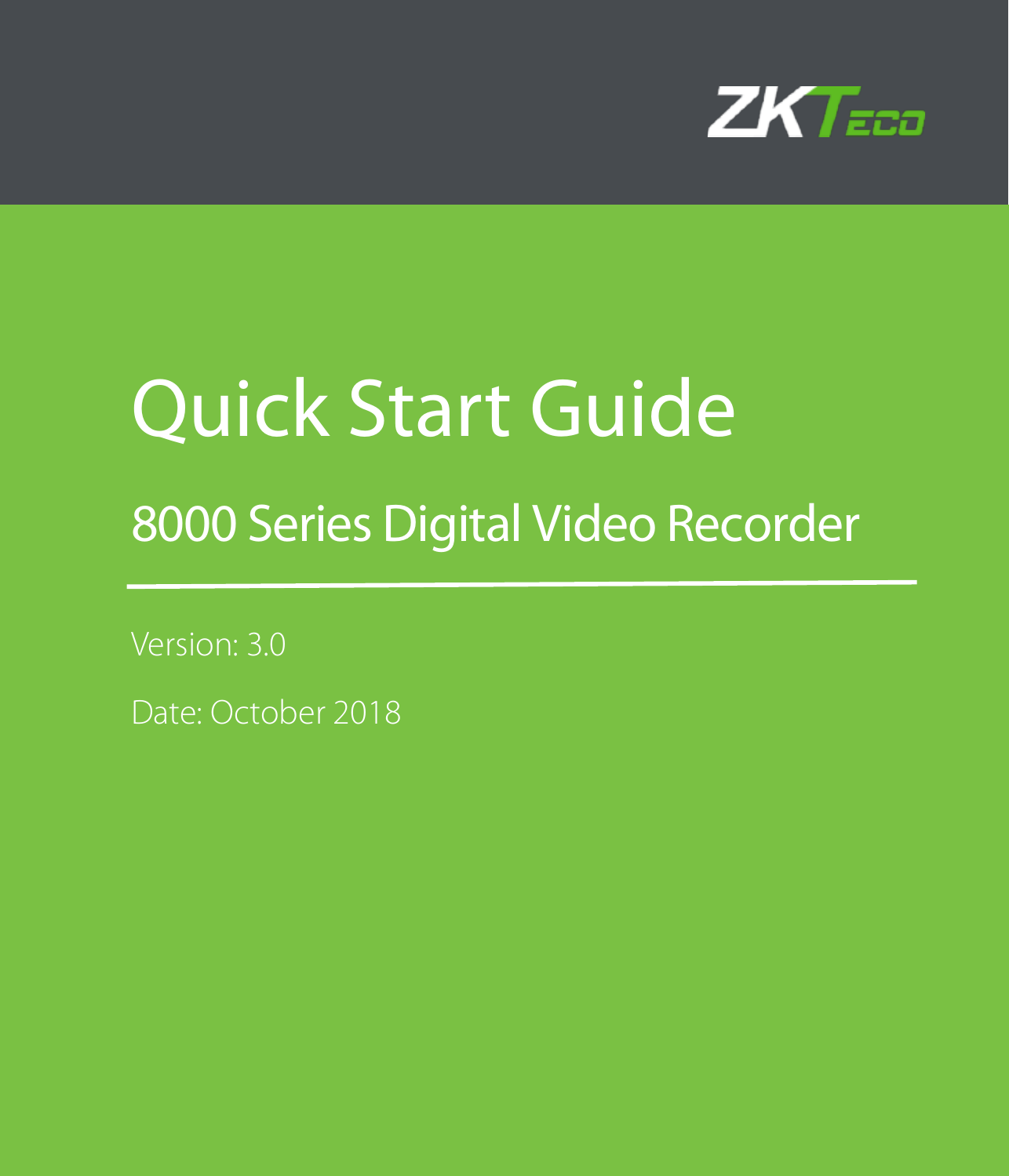ZKTeco

# Quick Start Guide

## 8000 Series Digital Video Recorder

Version: 3.0

Date: October 2018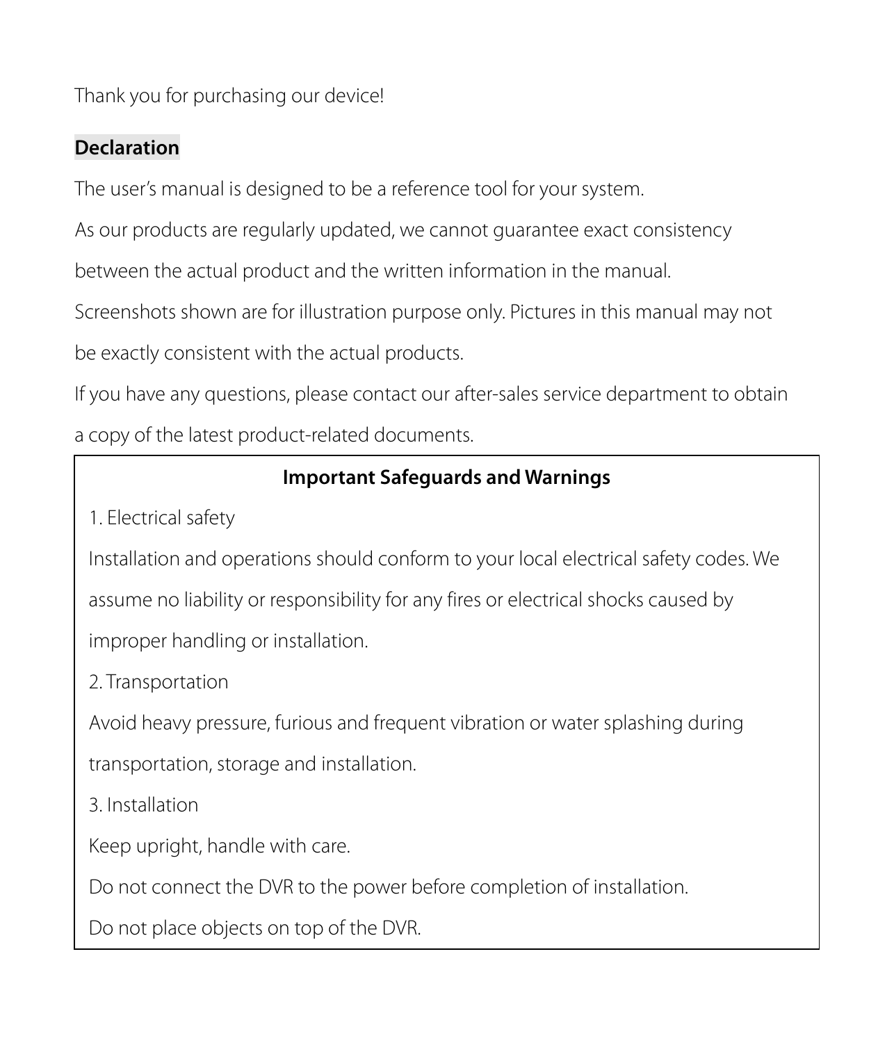Thank you for purchasing our device!

## Declaration

The user's manual is designed to be a reference tool for your system.

As our products are regularly updated, we cannot guarantee exact consistency between the actual product and the written information in the manual.

Screenshots shown are for illustration purpose only. Pictures in this manual may not be exactly consistent with the actual products.

If you have any questions, please contact our after-sales service department to obtain a copy of the latest product-related documents.

### Important Safeguards and Warnings

1. Electrical safety

Installation and operations should conform to your local electrical safety codes. We assume no liability or responsibility for any fires or electrical shocks caused by improper handling or installation.

2. Transportation

Avoid heavy pressure, furious and frequent vibration or water splashing during transportation, storage and installation.

3. Installation

Keep upright, handle with care.

Do not connect the DVR to the power before completion of installation.

Do not place objects on top of the DVR.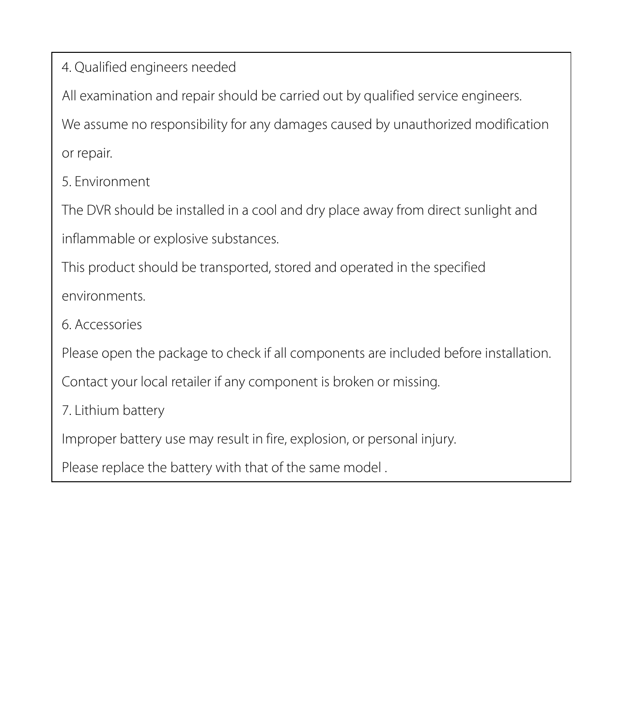4. Qualified engineers needed

All examination and repair should be carried out by qualified service engineers.

We assume no responsibility for any damages caused by unauthorized modification or repair.

5. Environment

The DVR should be installed in a cool and dry place away from direct sunlight and inflammable or explosive substances.

This product should be transported, stored and operated in the specified environments.

6. Accessories

Please open the package to check if all components are included before installation.

Contact your local retailer if any component is broken or missing.

7. Lithium battery

Improper battery use may result in fire, explosion, or personal injury.

Please replace the battery with that of the same model .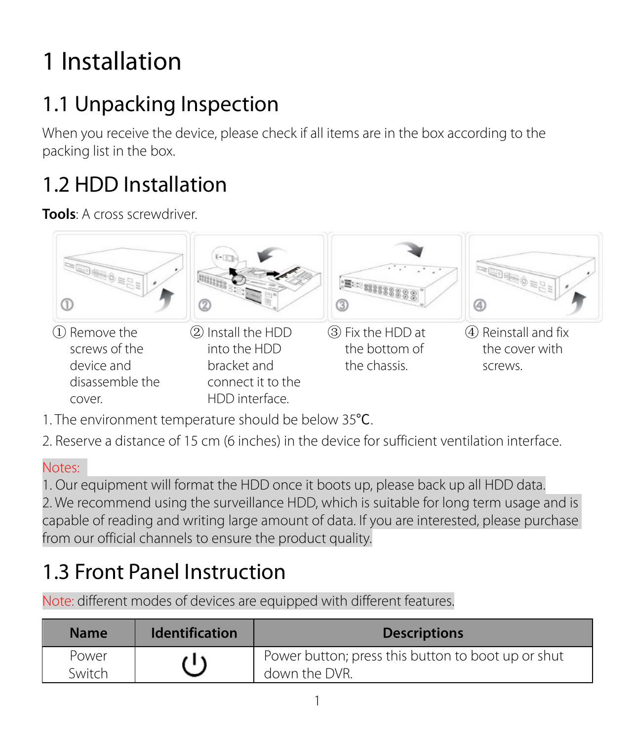# 1 Installation

## 1.1 Unpacking Inspection

When you receive the device, please check if all items are in the box according to the packing list in the box.

## 1.2 HDD Installation

**Tools**: A cross screwdriver.

① Remove the screws of the device and disassemble the cover.

② Install the HDD into the HDD bracket and connect it to the HDD interface.

③ Fix the HDD at the bottom of the chassis.

④ Reinstall and fix the cover with screws.

1. The environment temperature should be below 35℃.

2. Reserve a distance of 15 cm (6 inches) in the device for sufficient ventilation interface.

Notes:

1. Our equipment will format the HDD once it boots up, please back up all HDD data.
2. We recommend using the surveillance HDD, which is suitable for long term usage and is capable of reading and writing large amount of data. If you are interested, please purchase from our official channels to ensure the product quality.

## 1.3 Front Panel Instruction

Note: different modes of devices are equipped with different features.

| Name | Identification | Descriptions |
|---|---|---|
| Power Switch | ⏻ | Power button; press this button to boot up or shut down the DVR. |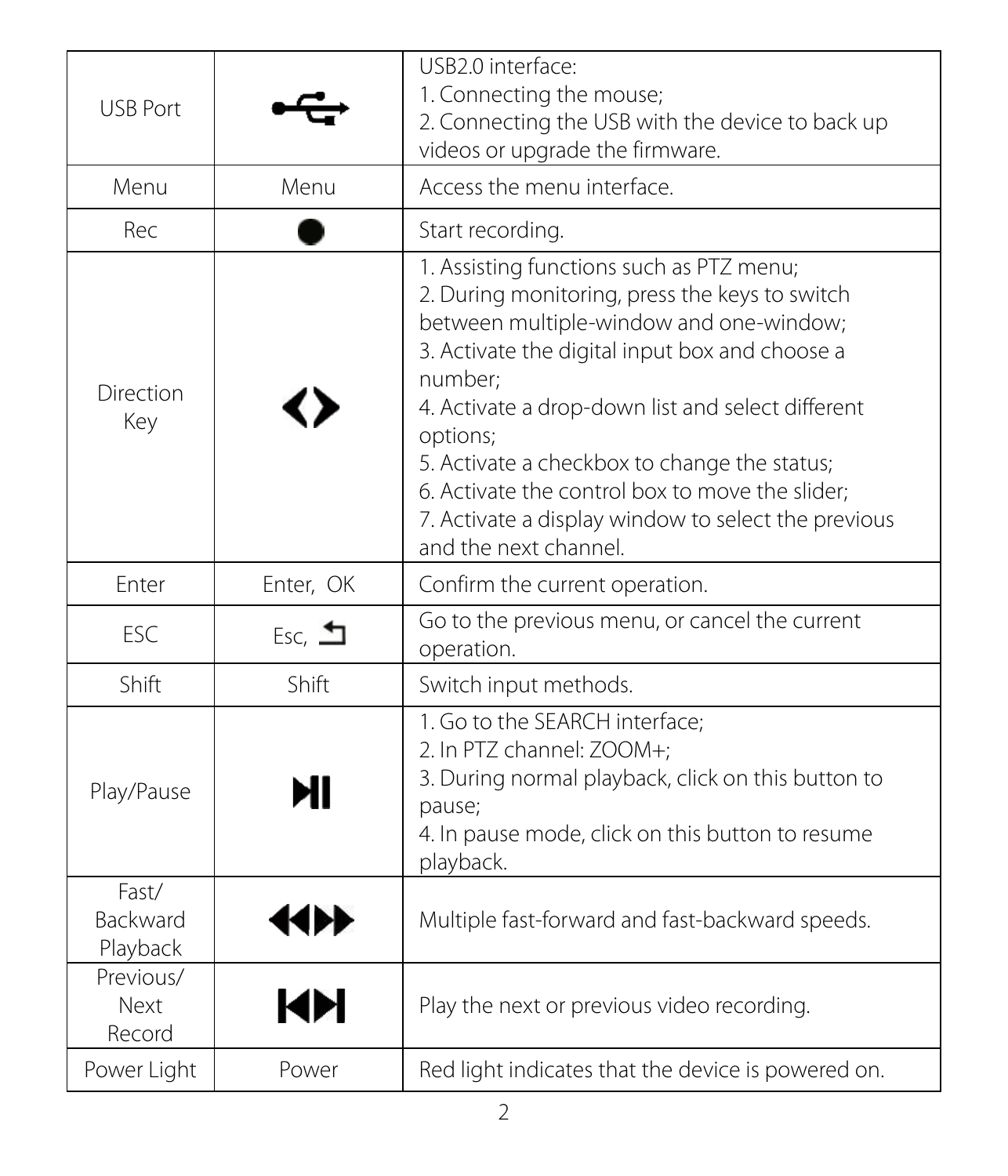| USB Port | ⭠ (USB symbol) | USB2.0 interface:<br>1. Connecting the mouse;<br>2. Connecting the USB with the device to back up videos or upgrade the firmware. |
|---|---|---|
| Menu | Menu | Access the menu interface. |
| Rec | ● | Start recording. |
| Direction Key | ◀▶ | 1. Assisting functions such as PTZ menu;<br>2. During monitoring, press the keys to switch between multiple-window and one-window;<br>3. Activate the digital input box and choose a number;<br>4. Activate a drop-down list and select different options;<br>5. Activate a checkbox to change the status;<br>6. Activate the control box to move the slider;<br>7. Activate a display window to select the previous and the next channel. |
| Enter | Enter, OK | Confirm the current operation. |
| ESC | Esc, ↩ | Go to the previous menu, or cancel the current operation. |
| Shift | Shift | Switch input methods. |
| Play/Pause | ▶❚❚ | 1. Go to the SEARCH interface;<br>2. In PTZ channel: ZOOM+;<br>3. During normal playback, click on this button to pause;<br>4. In pause mode, click on this button to resume playback. |
| Fast/ Backward Playback | ◀◀▶▶ | Multiple fast-forward and fast-backward speeds. |
| Previous/ Next Record | ❙◀▶❙ | Play the next or previous video recording. |
| Power Light | Power | Red light indicates that the device is powered on. |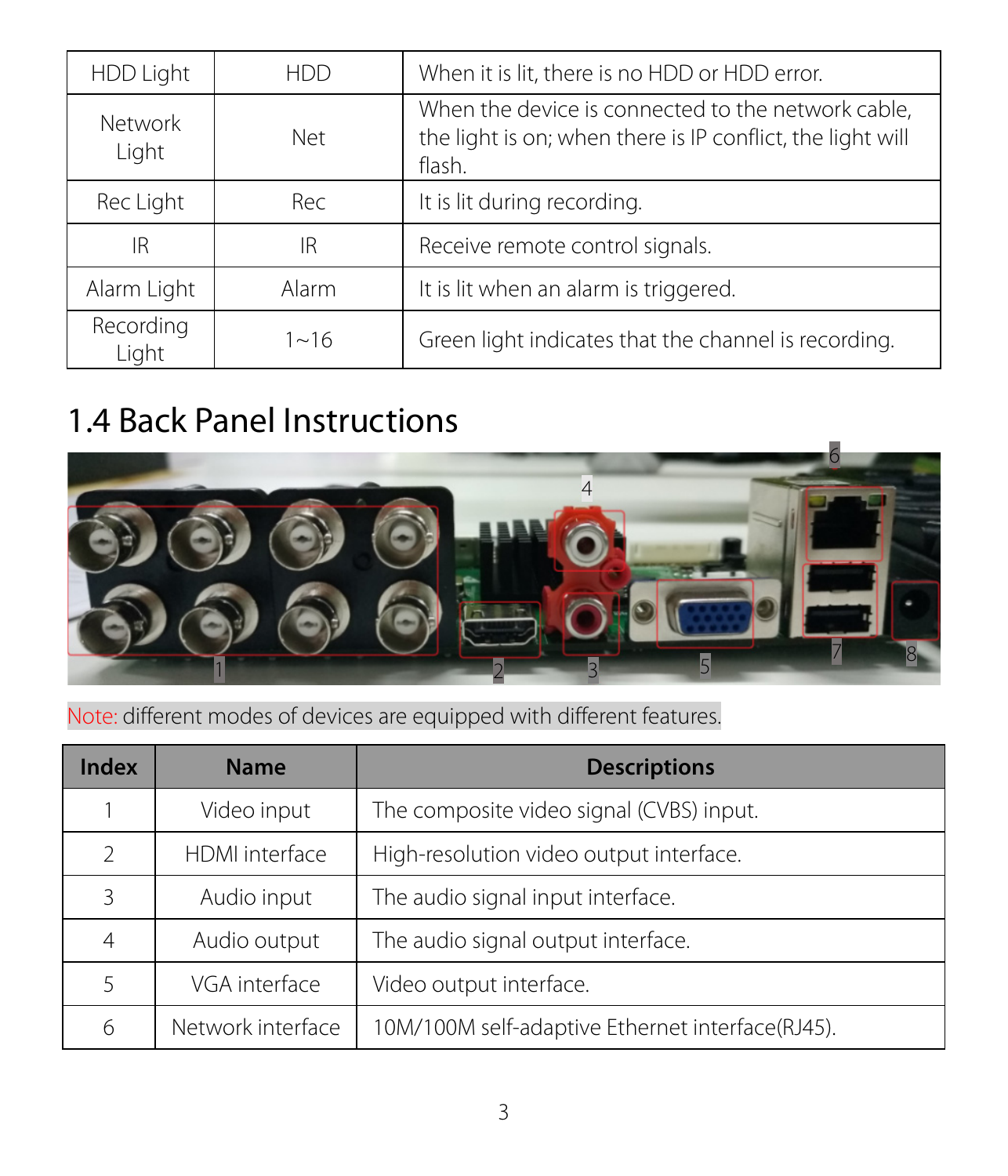| HDD Light | HDD | When it is lit, there is no HDD or HDD error. |
|---|---|---|
| Network Light | Net | When the device is connected to the network cable, the light is on; when there is IP conflict, the light will flash. |
| Rec Light | Rec | It is lit during recording. |
| IR | IR | Receive remote control signals. |
| Alarm Light | Alarm | It is lit when an alarm is triggered. |
| Recording Light | 1~16 | Green light indicates that the channel is recording. |

## 1.4 Back Panel Instructions

Note: different modes of devices are equipped with different features.

| Index | Name | Descriptions |
|---|---|---|
| 1 | Video input | The composite video signal (CVBS) input. |
| 2 | HDMI interface | High-resolution video output interface. |
| 3 | Audio input | The audio signal input interface. |
| 4 | Audio output | The audio signal output interface. |
| 5 | VGA interface | Video output interface. |
| 6 | Network interface | 10M/100M self-adaptive Ethernet interface(RJ45). |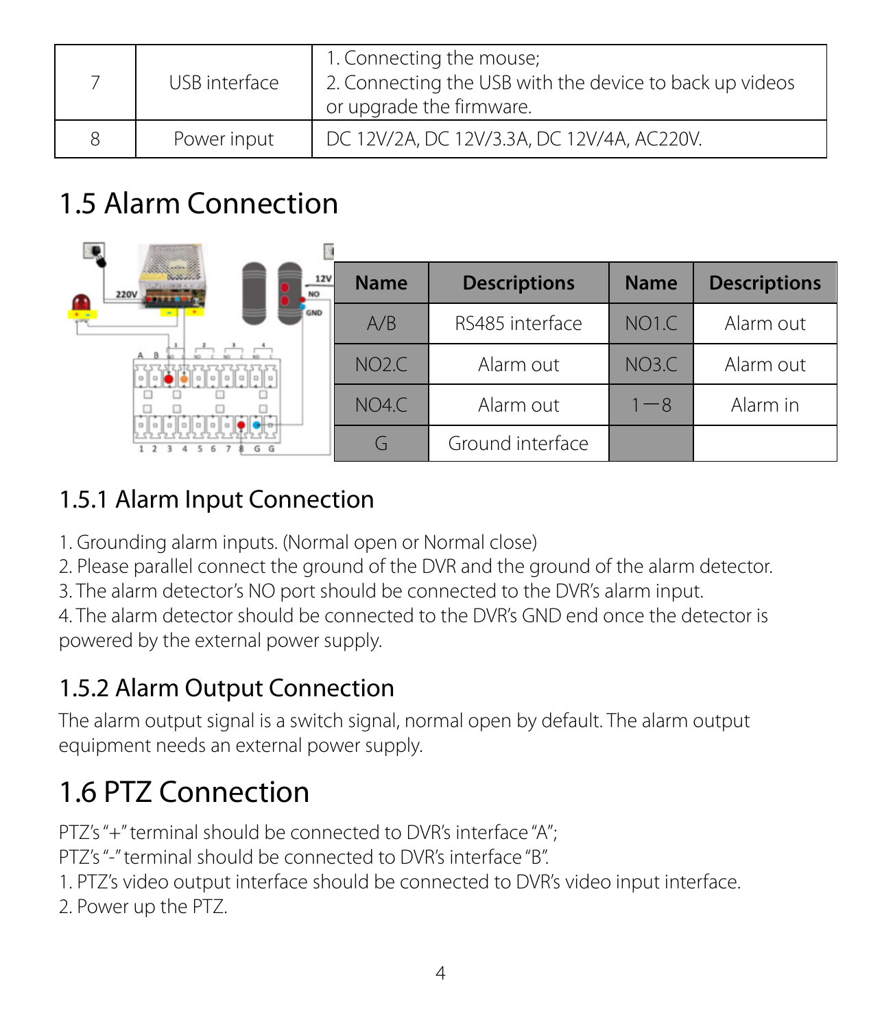| 7 | USB interface | 1. Connecting the mouse;<br>2. Connecting the USB with the device to back up videos or upgrade the firmware. |
|---|---|---|
| 8 | Power input | DC 12V/2A, DC 12V/3.3A, DC 12V/4A, AC220V. |

# 1.5 Alarm Connection

| Name | Descriptions | Name | Descriptions |
|---|---|---|---|
| A/B | RS485 interface | NO1.C | Alarm out |
| NO2.C | Alarm out | NO3.C | Alarm out |
| NO4.C | Alarm out | 1—8 | Alarm in |
| G | Ground interface | | |

## 1.5.1 Alarm Input Connection

1. Grounding alarm inputs. (Normal open or Normal close)
2. Please parallel connect the ground of the DVR and the ground of the alarm detector.
3. The alarm detector's NO port should be connected to the DVR's alarm input.
4. The alarm detector should be connected to the DVR's GND end once the detector is powered by the external power supply.

## 1.5.2 Alarm Output Connection

The alarm output signal is a switch signal, normal open by default. The alarm output equipment needs an external power supply.

# 1.6 PTZ Connection

PTZ's "+" terminal should be connected to DVR's interface "A";
PTZ's "-" terminal should be connected to DVR's interface "B".

1. PTZ's video output interface should be connected to DVR's video input interface.
2. Power up the PTZ.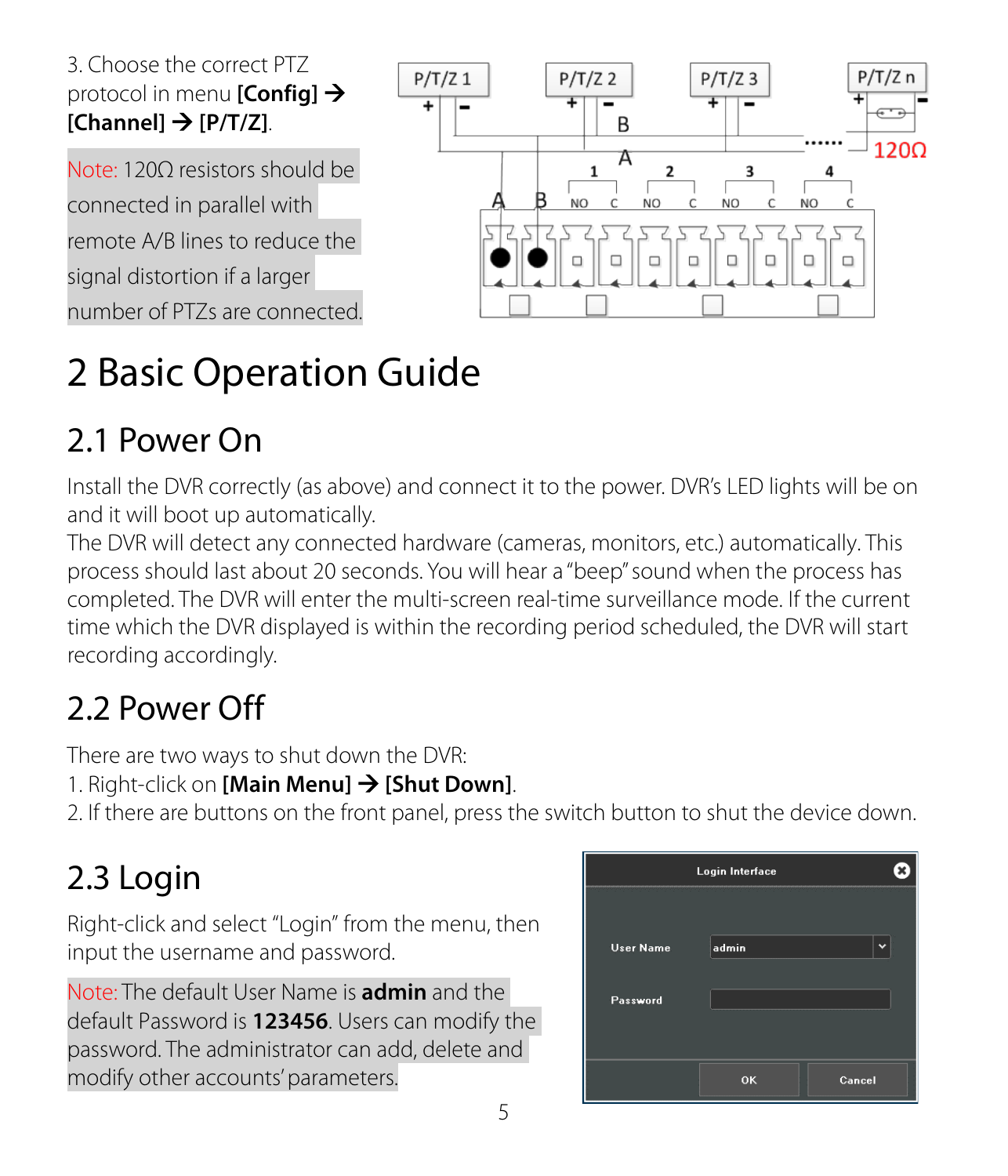3. Choose the correct PTZ protocol in menu **[Config] → [Channel] → [P/T/Z]**.

Note: 120Ω resistors should be connected in parallel with remote A/B lines to reduce the signal distortion if a larger number of PTZs are connected.

# 2 Basic Operation Guide

## 2.1 Power On

Install the DVR correctly (as above) and connect it to the power. DVR's LED lights will be on and it will boot up automatically.

The DVR will detect any connected hardware (cameras, monitors, etc.) automatically. This process should last about 20 seconds. You will hear a "beep" sound when the process has completed. The DVR will enter the multi-screen real-time surveillance mode. If the current time which the DVR displayed is within the recording period scheduled, the DVR will start recording accordingly.

## 2.2 Power Off

There are two ways to shut down the DVR:

1. Right-click on **[Main Menu] → [Shut Down]**.
2. If there are buttons on the front panel, press the switch button to shut the device down.

## 2.3 Login

Right-click and select "Login" from the menu, then input the username and password.

Note: The default User Name is **admin** and the default Password is **123456**. Users can modify the password. The administrator can add, delete and modify other accounts' parameters.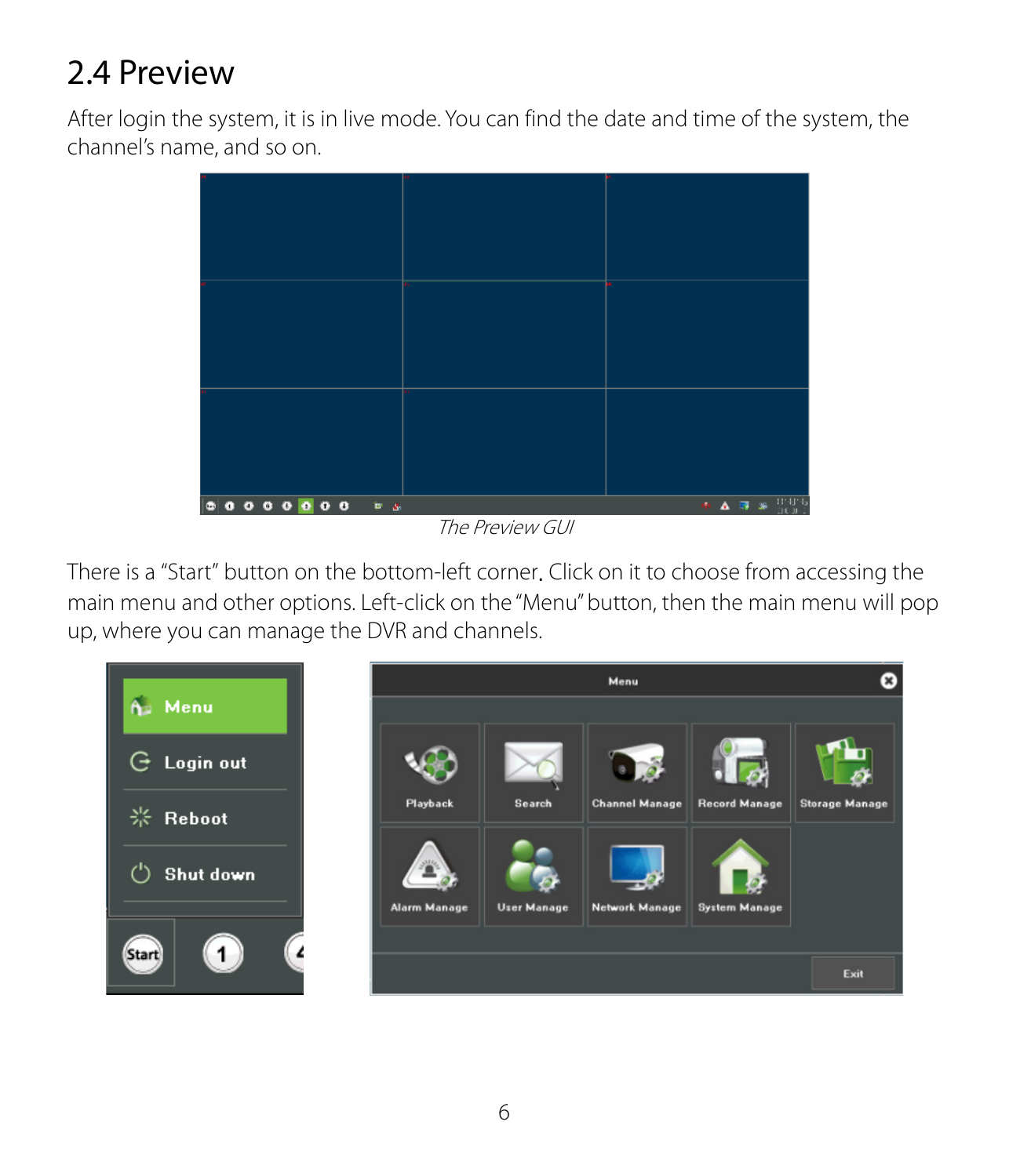## 2.4 Preview

After login the system, it is in live mode. You can find the date and time of the system, the channel's name, and so on.

*The Preview GUI*

There is a "Start" button on the bottom-left corner. Click on it to choose from accessing the main menu and other options. Left-click on the "Menu" button, then the main menu will pop up, where you can manage the DVR and channels.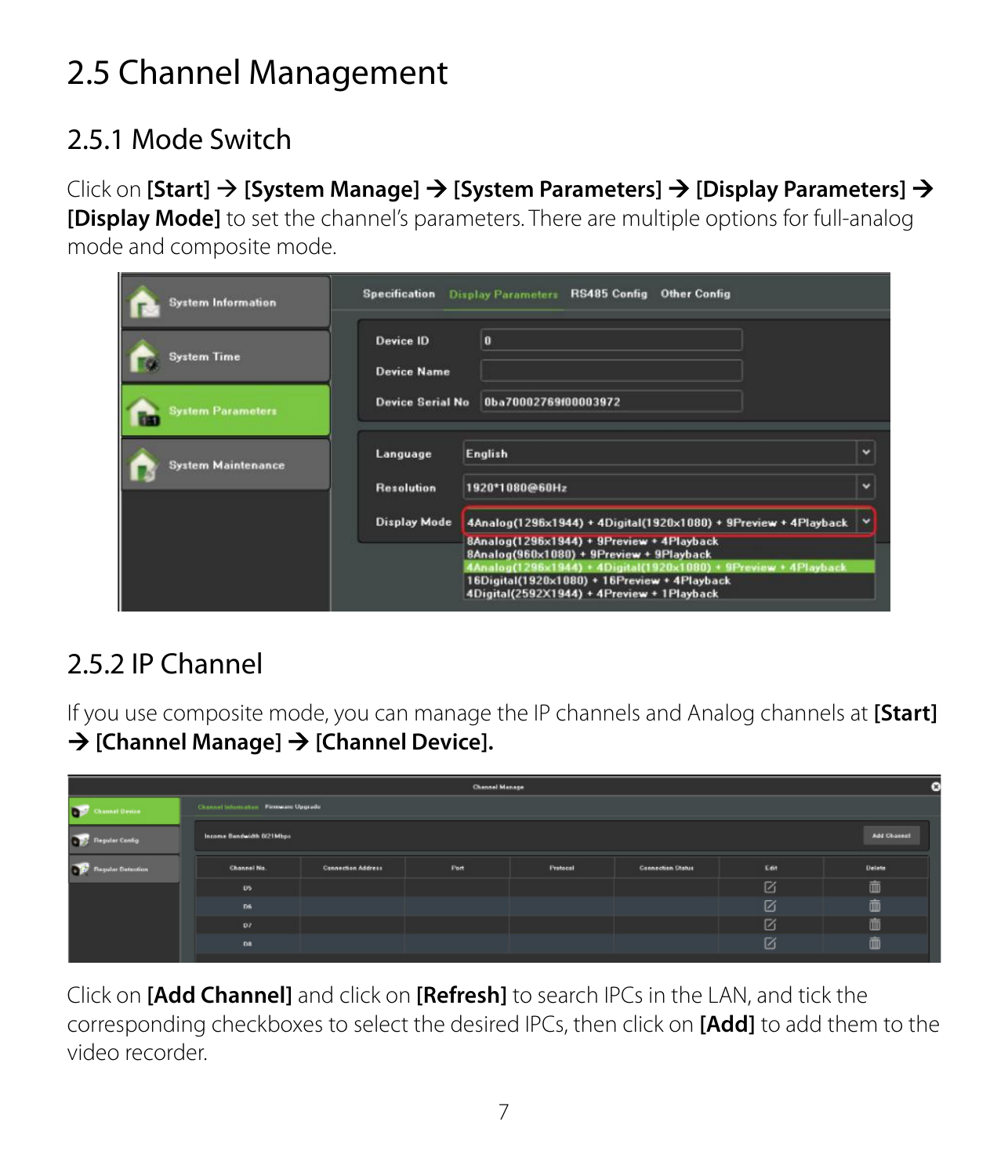# 2.5 Channel Management

## 2.5.1 Mode Switch

Click on **[Start]** → **[System Manage]** → **[System Parameters]** → **[Display Parameters]** → **[Display Mode]** to set the channel's parameters. There are multiple options for full-analog mode and composite mode.

## 2.5.2 IP Channel

If you use composite mode, you can manage the IP channels and Analog channels at **[Start]** → **[Channel Manage]** → **[Channel Device].**

Click on **[Add Channel]** and click on **[Refresh]** to search IPCs in the LAN, and tick the corresponding checkboxes to select the desired IPCs, then click on **[Add]** to add them to the video recorder.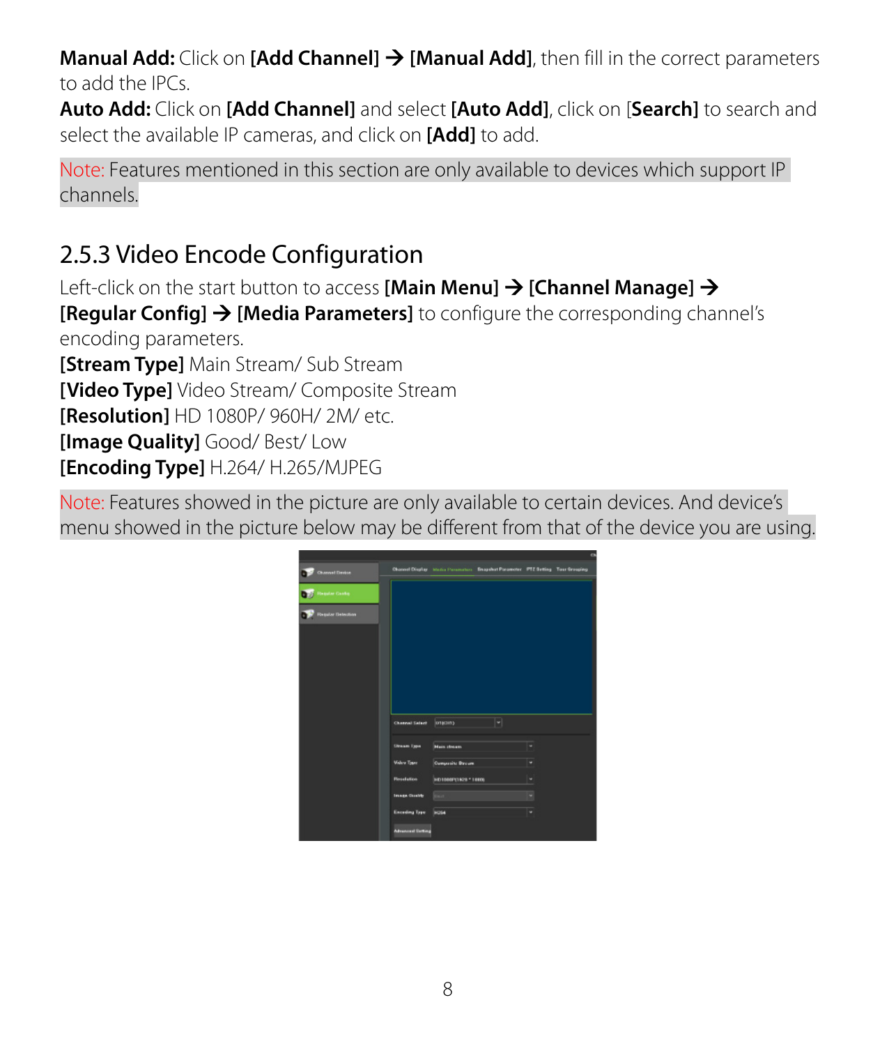**Manual Add:** Click on **[Add Channel]** → **[Manual Add]**, then fill in the correct parameters to add the IPCs.
**Auto Add:** Click on **[Add Channel]** and select **[Auto Add]**, click on [**Search]** to search and select the available IP cameras, and click on **[Add]** to add.

Note: Features mentioned in this section are only available to devices which support IP channels.

## 2.5.3 Video Encode Configuration

Left-click on the start button to access **[Main Menu]** → **[Channel Manage]** → **[Regular Config]** → **[Media Parameters]** to configure the corresponding channel's encoding parameters.
**[Stream Type]** Main Stream/ Sub Stream
**[Video Type]** Video Stream/ Composite Stream
**[Resolution]** HD 1080P/ 960H/ 2M/ etc.
**[Image Quality]** Good/ Best/ Low
**[Encoding Type]** H.264/ H.265/MJPEG

Note: Features showed in the picture are only available to certain devices. And device's menu showed in the picture below may be different from that of the device you are using.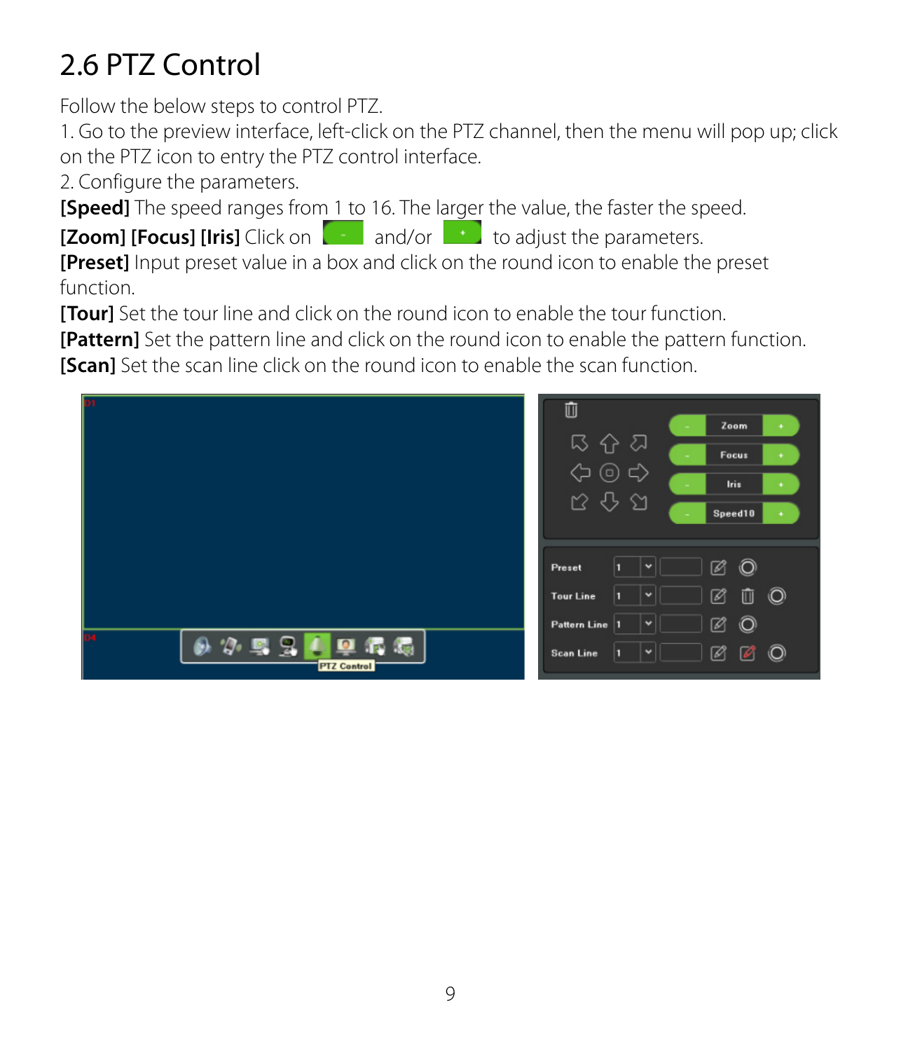# 2.6 PTZ Control

Follow the below steps to control PTZ.

1. Go to the preview interface, left-click on the PTZ channel, then the menu will pop up; click on the PTZ icon to entry the PTZ control interface.
2. Configure the parameters.

**[Speed]** The speed ranges from 1 to 16. The larger the value, the faster the speed.

**[Zoom] [Focus] [Iris]** Click on and/or to adjust the parameters.

**[Preset]** Input preset value in a box and click on the round icon to enable the preset function.

**[Tour]** Set the tour line and click on the round icon to enable the tour function.

**[Pattern]** Set the pattern line and click on the round icon to enable the pattern function.

**[Scan]** Set the scan line click on the round icon to enable the scan function.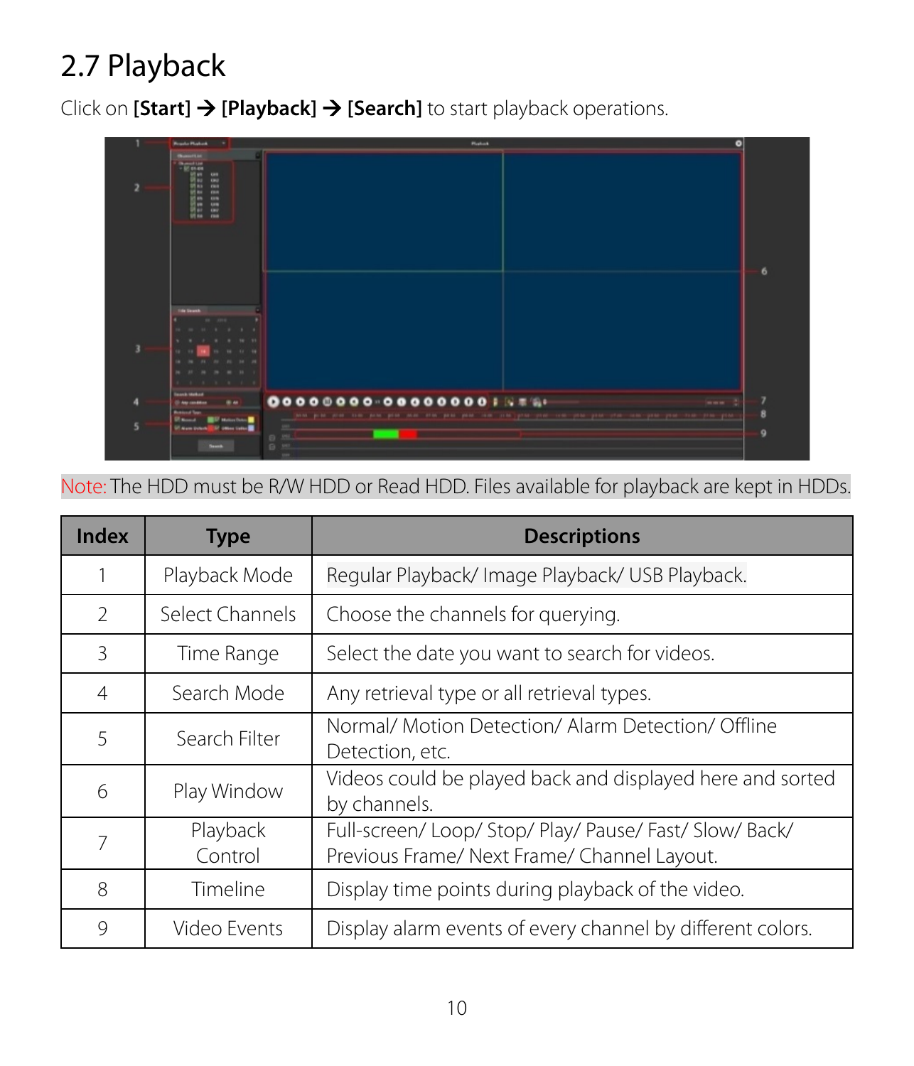## 2.7 Playback

Click on **[Start]** → **[Playback]** → **[Search]** to start playback operations.

Note: The HDD must be R/W HDD or Read HDD. Files available for playback are kept in HDDs.

| Index | Type | Descriptions |
|---|---|---|
| 1 | Playback Mode | Regular Playback/ Image Playback/ USB Playback. |
| 2 | Select Channels | Choose the channels for querying. |
| 3 | Time Range | Select the date you want to search for videos. |
| 4 | Search Mode | Any retrieval type or all retrieval types. |
| 5 | Search Filter | Normal/ Motion Detection/ Alarm Detection/ Offline Detection, etc. |
| 6 | Play Window | Videos could be played back and displayed here and sorted by channels. |
| 7 | Playback Control | Full-screen/ Loop/ Stop/ Play/ Pause/ Fast/ Slow/ Back/ Previous Frame/ Next Frame/ Channel Layout. |
| 8 | Timeline | Display time points during playback of the video. |
| 9 | Video Events | Display alarm events of every channel by different colors. |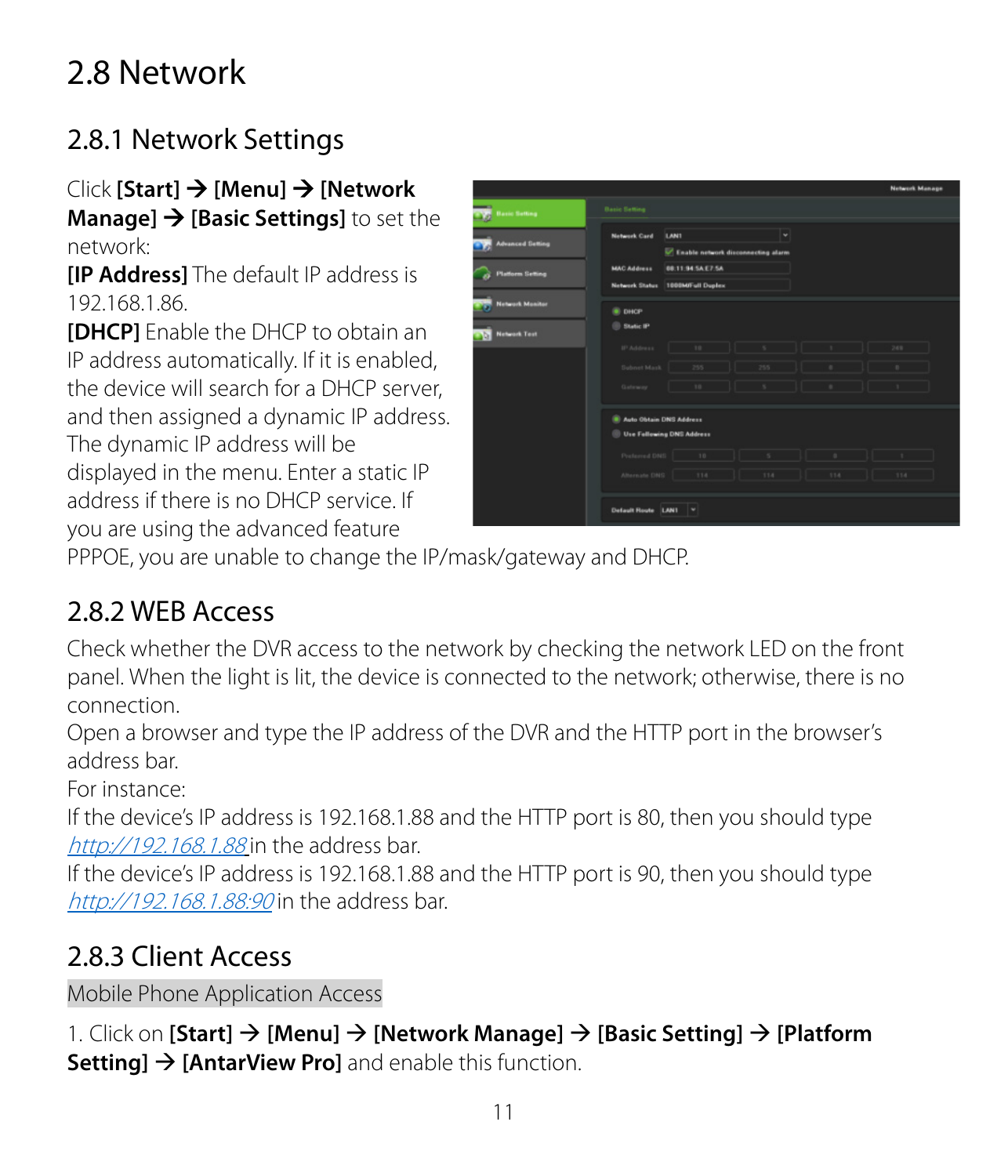## 2.8 Network

### 2.8.1 Network Settings

Click **[Start]** → **[Menu]** → **[Network Manage]** → **[Basic Settings]** to set the network:

**[IP Address]** The default IP address is 192.168.1.86.

**[DHCP]** Enable the DHCP to obtain an IP address automatically. If it is enabled, the device will search for a DHCP server, and then assigned a dynamic IP address. The dynamic IP address will be displayed in the menu. Enter a static IP address if there is no DHCP service. If you are using the advanced feature PPPOE, you are unable to change the IP/mask/gateway and DHCP.

### 2.8.2 WEB Access

Check whether the DVR access to the network by checking the network LED on the front panel. When the light is lit, the device is connected to the network; otherwise, there is no connection.

Open a browser and type the IP address of the DVR and the HTTP port in the browser's address bar.

For instance:

If the device's IP address is 192.168.1.88 and the HTTP port is 80, then you should type *http://192.168.1.88* in the address bar.

If the device's IP address is 192.168.1.88 and the HTTP port is 90, then you should type *http://192.168.1.88:90* in the address bar.

### 2.8.3 Client Access

Mobile Phone Application Access

1. Click on **[Start]** → **[Menu]** → **[Network Manage]** → **[Basic Setting]** → **[Platform Setting]** → **[AntarView Pro]** and enable this function.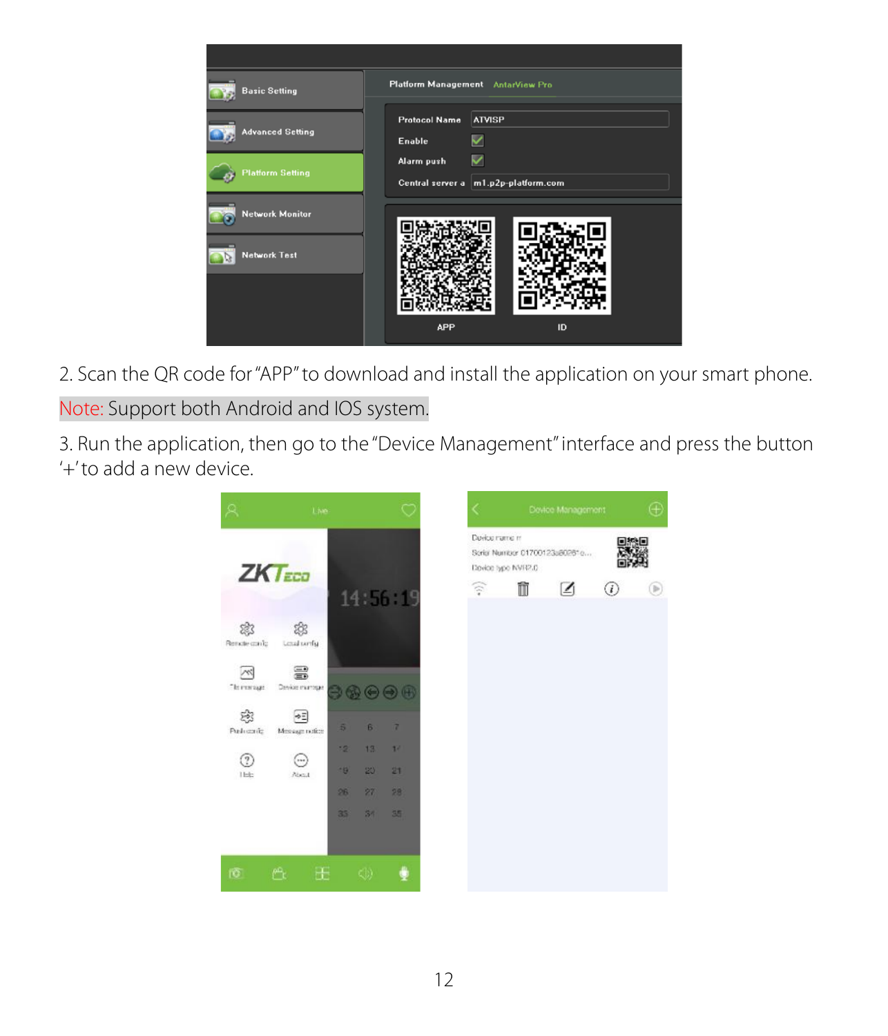2. Scan the QR code for "APP" to download and install the application on your smart phone.

Note: Support both Android and IOS system.

3. Run the application, then go to the "Device Management" interface and press the button '+' to add a new device.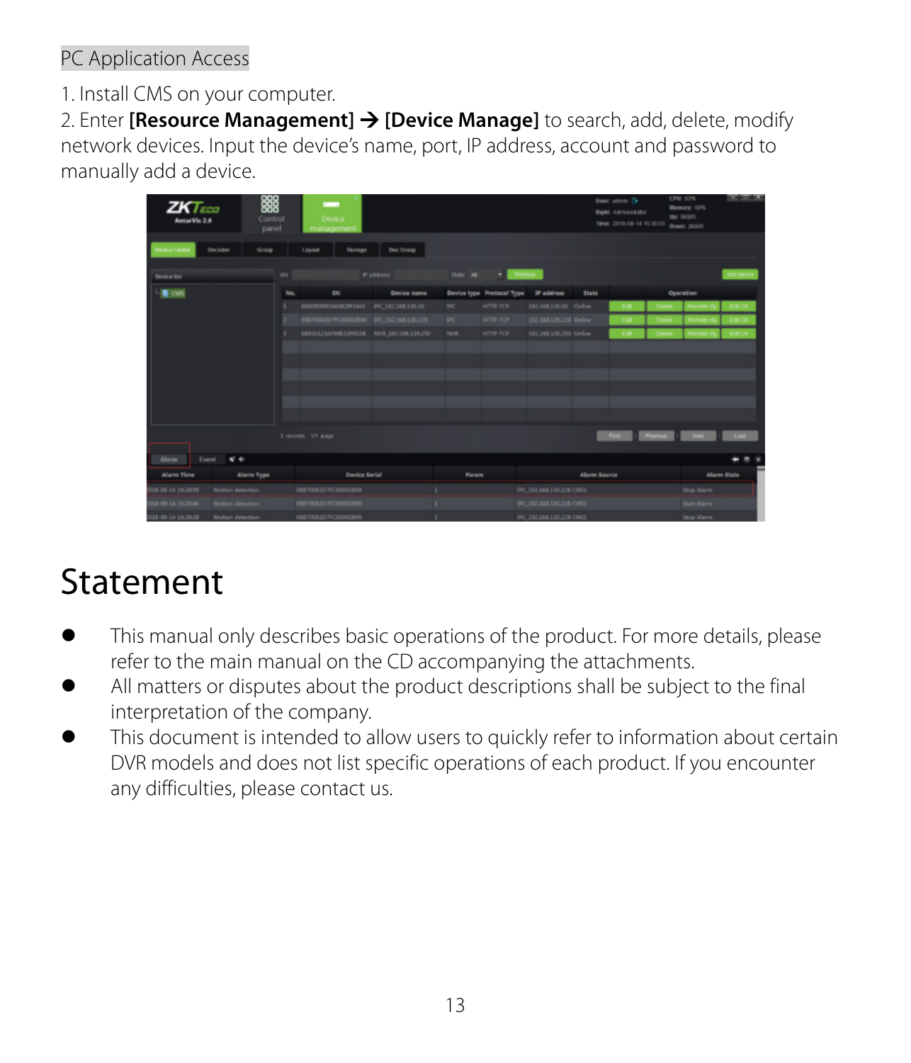PC Application Access

1. Install CMS on your computer.
2. Enter **[Resource Management] → [Device Manage]** to search, add, delete, modify network devices. Input the device's name, port, IP address, account and password to manually add a device.

# Statement

- This manual only describes basic operations of the product. For more details, please refer to the main manual on the CD accompanying the attachments.
- All matters or disputes about the product descriptions shall be subject to the final interpretation of the company.
- This document is intended to allow users to quickly refer to information about certain DVR models and does not list specific operations of each product. If you encounter any difficulties, please contact us.